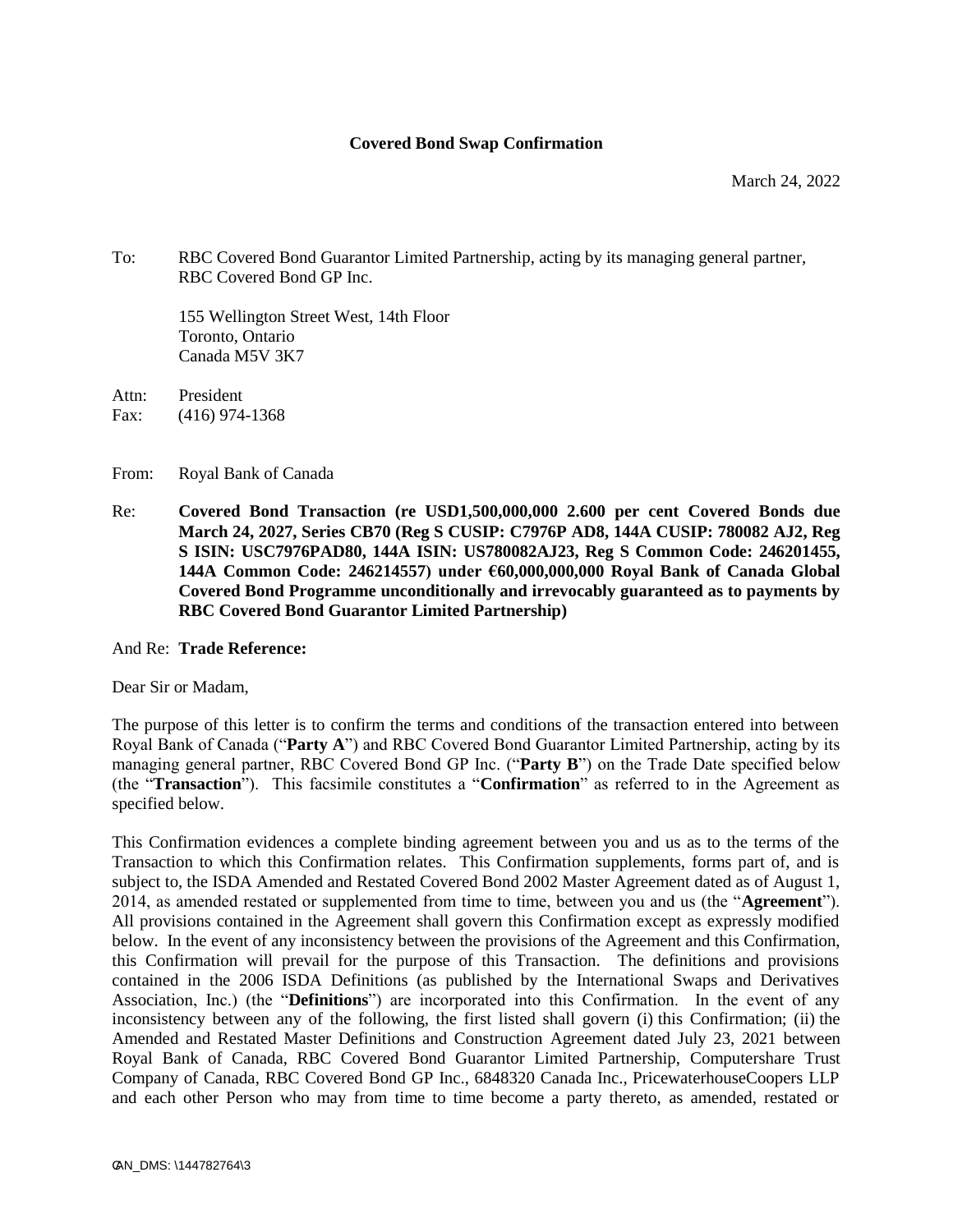**Covered Bond Swap Confirmation**

March 24, 2022

To: RBC Covered Bond Guarantor Limited Partnership, acting by its managing general partner, RBC Covered Bond GP Inc.

155 Wellington Street West, 14th Floor
Toronto, Ontario
Canada M5V 3K7

Attn: President
Fax: (416) 974-1368

From: Royal Bank of Canada

Re: **Covered Bond Transaction (re USD1,500,000,000 2.600 per cent Covered Bonds due March 24, 2027, Series CB70 (Reg S CUSIP: C7976P AD8, 144A CUSIP: 780082 AJ2, Reg S ISIN: USC7976PAD80, 144A ISIN: US780082AJ23, Reg S Common Code: 246201455, 144A Common Code: 246214557) under €60,000,000,000 Royal Bank of Canada Global Covered Bond Programme unconditionally and irrevocably guaranteed as to payments by RBC Covered Bond Guarantor Limited Partnership)**

And Re: **Trade Reference:**

Dear Sir or Madam,

The purpose of this letter is to confirm the terms and conditions of the transaction entered into between Royal Bank of Canada ("**Party A**") and RBC Covered Bond Guarantor Limited Partnership, acting by its managing general partner, RBC Covered Bond GP Inc. ("**Party B**") on the Trade Date specified below (the "**Transaction**"). This facsimile constitutes a "**Confirmation**" as referred to in the Agreement as specified below.

This Confirmation evidences a complete binding agreement between you and us as to the terms of the Transaction to which this Confirmation relates. This Confirmation supplements, forms part of, and is subject to, the ISDA Amended and Restated Covered Bond 2002 Master Agreement dated as of August 1, 2014, as amended restated or supplemented from time to time, between you and us (the "**Agreement**"). All provisions contained in the Agreement shall govern this Confirmation except as expressly modified below. In the event of any inconsistency between the provisions of the Agreement and this Confirmation, this Confirmation will prevail for the purpose of this Transaction. The definitions and provisions contained in the 2006 ISDA Definitions (as published by the International Swaps and Derivatives Association, Inc.) (the "**Definitions**") are incorporated into this Confirmation. In the event of any inconsistency between any of the following, the first listed shall govern (i) this Confirmation; (ii) the Amended and Restated Master Definitions and Construction Agreement dated July 23, 2021 between Royal Bank of Canada, RBC Covered Bond Guarantor Limited Partnership, Computershare Trust Company of Canada, RBC Covered Bond GP Inc., 6848320 Canada Inc., PricewaterhouseCoopers LLP and each other Person who may from time to time become a party thereto, as amended, restated or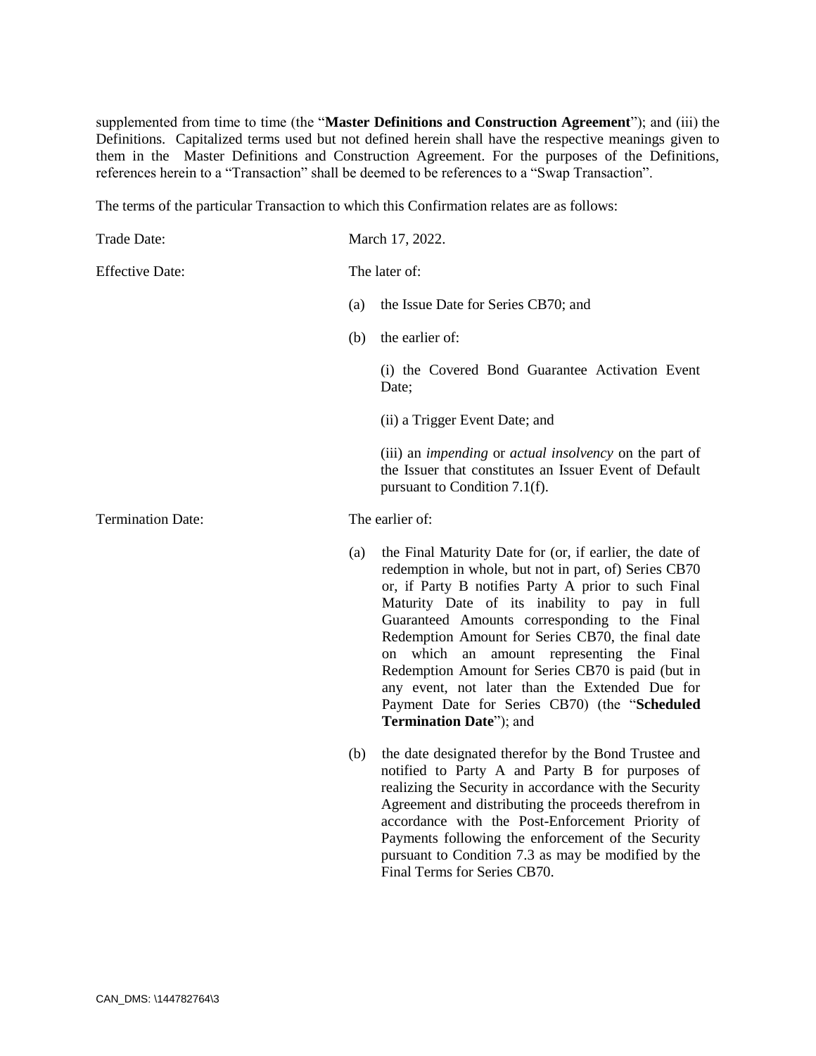supplemented from time to time (the "**Master Definitions and Construction Agreement**"); and (iii) the Definitions. Capitalized terms used but not defined herein shall have the respective meanings given to them in the Master Definitions and Construction Agreement. For the purposes of the Definitions, references herein to a "Transaction" shall be deemed to be references to a "Swap Transaction".

The terms of the particular Transaction to which this Confirmation relates are as follows:

Trade Date: March 17, 2022.

Effective Date: The later of:

(a) the Issue Date for Series CB70; and

(b) the earlier of:

(i) the Covered Bond Guarantee Activation Event Date;

(ii) a Trigger Event Date; and

(iii) an *impending* or *actual insolvency* on the part of the Issuer that constitutes an Issuer Event of Default pursuant to Condition 7.1(f).

Termination Date: The earlier of:

(a) the Final Maturity Date for (or, if earlier, the date of redemption in whole, but not in part, of) Series CB70 or, if Party B notifies Party A prior to such Final Maturity Date of its inability to pay in full Guaranteed Amounts corresponding to the Final Redemption Amount for Series CB70, the final date on which an amount representing the Final Redemption Amount for Series CB70 is paid (but in any event, not later than the Extended Due for Payment Date for Series CB70) (the "**Scheduled Termination Date**"); and

(b) the date designated therefor by the Bond Trustee and notified to Party A and Party B for purposes of realizing the Security in accordance with the Security Agreement and distributing the proceeds therefrom in accordance with the Post-Enforcement Priority of Payments following the enforcement of the Security pursuant to Condition 7.3 as may be modified by the Final Terms for Series CB70.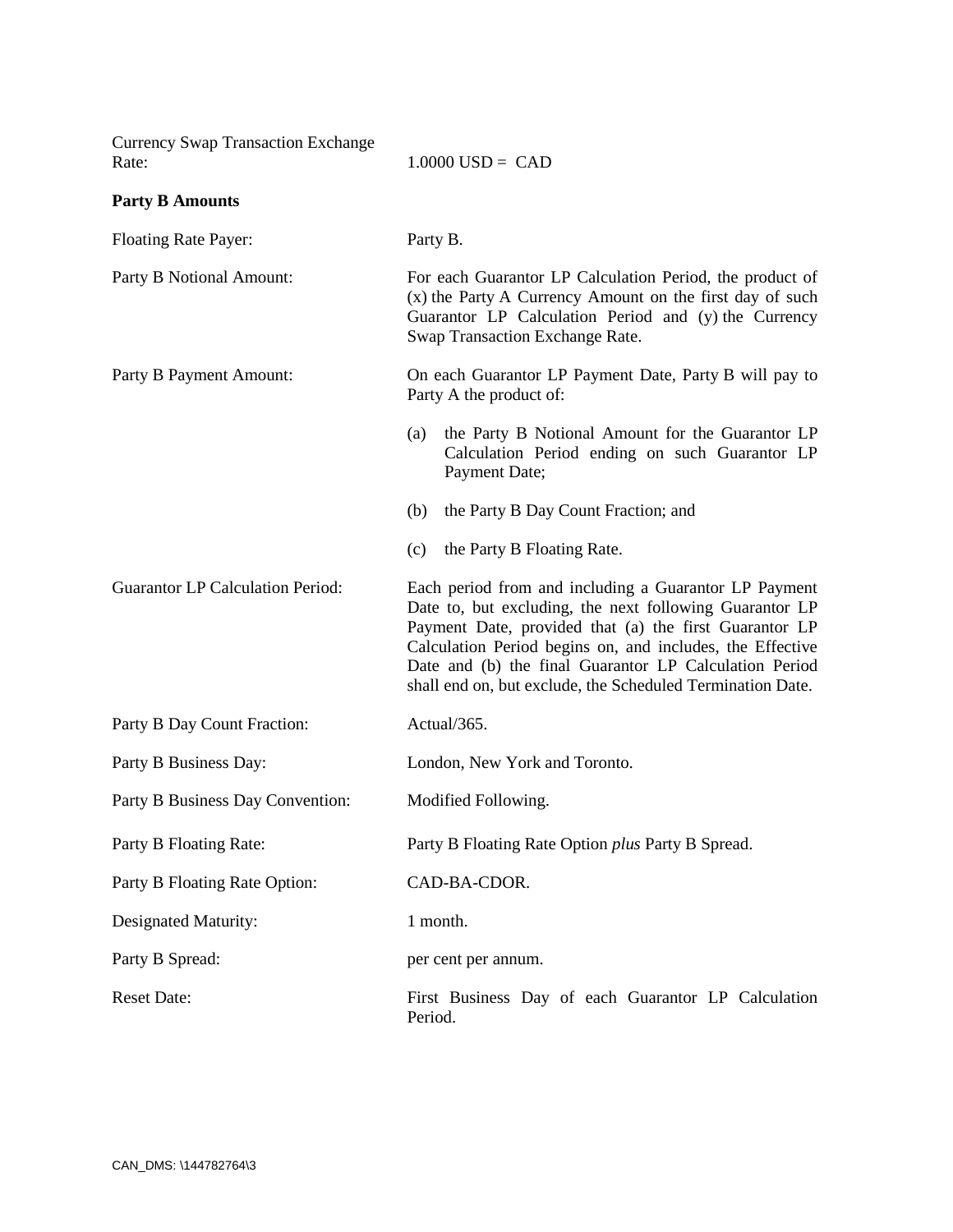| | |
|---|---|
| Currency Swap Transaction Exchange Rate: | 1.0000 USD = CAD |

**Party B Amounts**

| | |
|---|---|
| Floating Rate Payer: | Party B. |
| Party B Notional Amount: | For each Guarantor LP Calculation Period, the product of (x) the Party A Currency Amount on the first day of such Guarantor LP Calculation Period and (y) the Currency Swap Transaction Exchange Rate. |
| Party B Payment Amount: | On each Guarantor LP Payment Date, Party B will pay to Party A the product of:<br><br>(a) the Party B Notional Amount for the Guarantor LP Calculation Period ending on such Guarantor LP Payment Date;<br><br>(b) the Party B Day Count Fraction; and<br><br>(c) the Party B Floating Rate. |
| Guarantor LP Calculation Period: | Each period from and including a Guarantor LP Payment Date to, but excluding, the next following Guarantor LP Payment Date, provided that (a) the first Guarantor LP Calculation Period begins on, and includes, the Effective Date and (b) the final Guarantor LP Calculation Period shall end on, but exclude, the Scheduled Termination Date. |
| Party B Day Count Fraction: | Actual/365. |
| Party B Business Day: | London, New York and Toronto. |
| Party B Business Day Convention: | Modified Following. |
| Party B Floating Rate: | Party B Floating Rate Option *plus* Party B Spread. |
| Party B Floating Rate Option: | CAD-BA-CDOR. |
| Designated Maturity: | 1 month. |
| Party B Spread: | per cent per annum. |
| Reset Date: | First Business Day of each Guarantor LP Calculation Period. |

CAN_DMS: \144782764\3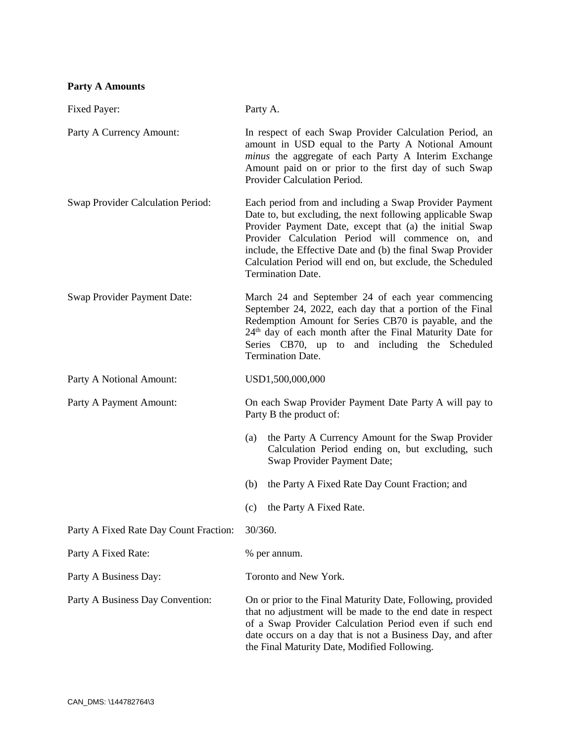**Party A Amounts**

| | |
|---|---|
| Fixed Payer: | Party A. |
| Party A Currency Amount: | In respect of each Swap Provider Calculation Period, an amount in USD equal to the Party A Notional Amount *minus* the aggregate of each Party A Interim Exchange Amount paid on or prior to the first day of such Swap Provider Calculation Period. |
| Swap Provider Calculation Period: | Each period from and including a Swap Provider Payment Date to, but excluding, the next following applicable Swap Provider Payment Date, except that (a) the initial Swap Provider Calculation Period will commence on, and include, the Effective Date and (b) the final Swap Provider Calculation Period will end on, but exclude, the Scheduled Termination Date. |
| Swap Provider Payment Date: | March 24 and September 24 of each year commencing September 24, 2022, each day that a portion of the Final Redemption Amount for Series CB70 is payable, and the 24th day of each month after the Final Maturity Date for Series CB70, up to and including the Scheduled Termination Date. |
| Party A Notional Amount: | USD1,500,000,000 |
| Party A Payment Amount: | On each Swap Provider Payment Date Party A will pay to Party B the product of:<br><br>(a) the Party A Currency Amount for the Swap Provider Calculation Period ending on, but excluding, such Swap Provider Payment Date;<br><br>(b) the Party A Fixed Rate Day Count Fraction; and<br><br>(c) the Party A Fixed Rate. |
| Party A Fixed Rate Day Count Fraction: | 30/360. |
| Party A Fixed Rate: | % per annum. |
| Party A Business Day: | Toronto and New York. |
| Party A Business Day Convention: | On or prior to the Final Maturity Date, Following, provided that no adjustment will be made to the end date in respect of a Swap Provider Calculation Period even if such end date occurs on a day that is not a Business Day, and after the Final Maturity Date, Modified Following. |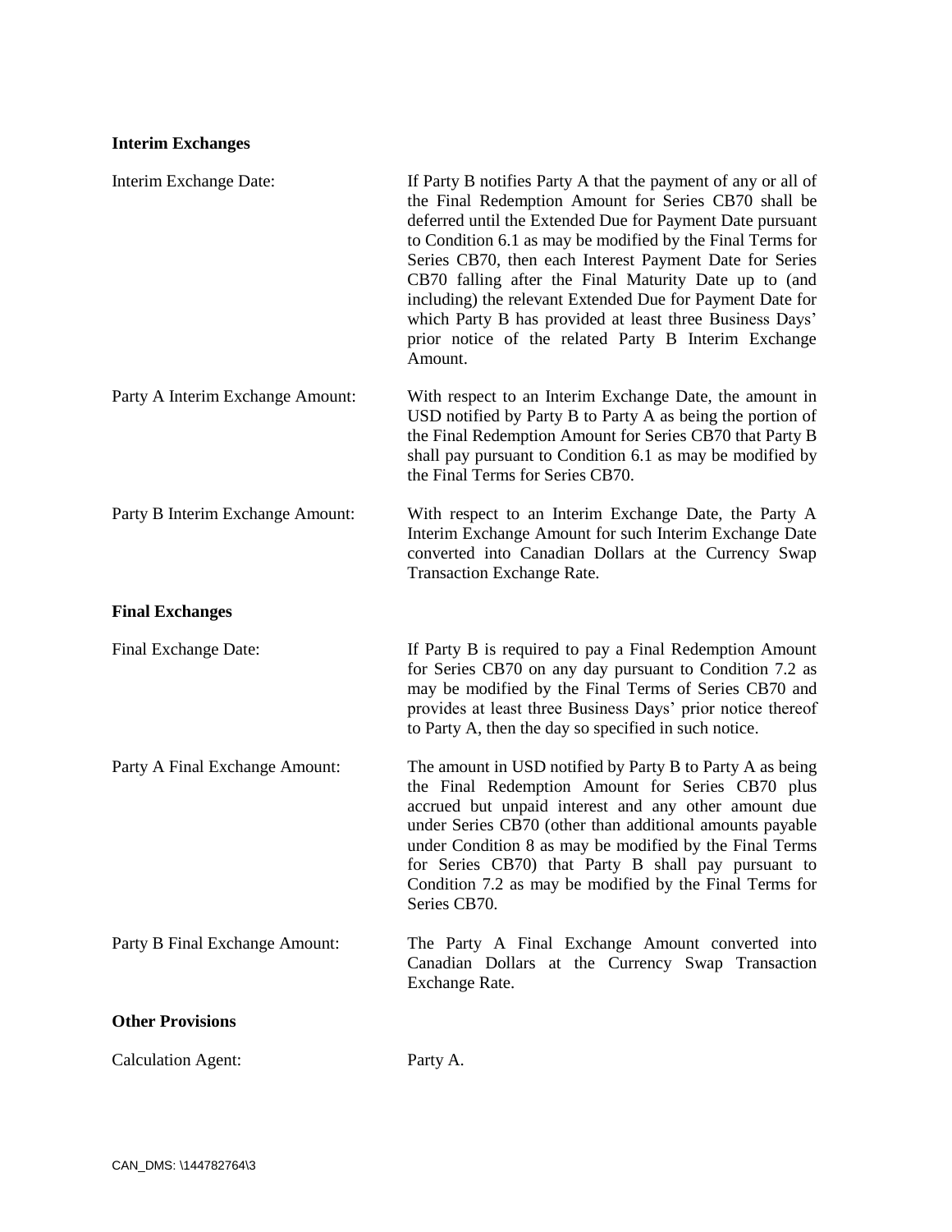**Interim Exchanges**

| | |
|---|---|
| Interim Exchange Date: | If Party B notifies Party A that the payment of any or all of the Final Redemption Amount for Series CB70 shall be deferred until the Extended Due for Payment Date pursuant to Condition 6.1 as may be modified by the Final Terms for Series CB70, then each Interest Payment Date for Series CB70 falling after the Final Maturity Date up to (and including) the relevant Extended Due for Payment Date for which Party B has provided at least three Business Days' prior notice of the related Party B Interim Exchange Amount. |
| Party A Interim Exchange Amount: | With respect to an Interim Exchange Date, the amount in USD notified by Party B to Party A as being the portion of the Final Redemption Amount for Series CB70 that Party B shall pay pursuant to Condition 6.1 as may be modified by the Final Terms for Series CB70. |
| Party B Interim Exchange Amount: | With respect to an Interim Exchange Date, the Party A Interim Exchange Amount for such Interim Exchange Date converted into Canadian Dollars at the Currency Swap Transaction Exchange Rate. |

**Final Exchanges**

| | |
|---|---|
| Final Exchange Date: | If Party B is required to pay a Final Redemption Amount for Series CB70 on any day pursuant to Condition 7.2 as may be modified by the Final Terms of Series CB70 and provides at least three Business Days' prior notice thereof to Party A, then the day so specified in such notice. |
| Party A Final Exchange Amount: | The amount in USD notified by Party B to Party A as being the Final Redemption Amount for Series CB70 plus accrued but unpaid interest and any other amount due under Series CB70 (other than additional amounts payable under Condition 8 as may be modified by the Final Terms for Series CB70) that Party B shall pay pursuant to Condition 7.2 as may be modified by the Final Terms for Series CB70. |
| Party B Final Exchange Amount: | The Party A Final Exchange Amount converted into Canadian Dollars at the Currency Swap Transaction Exchange Rate. |

**Other Provisions**

| | |
|---|---|
| Calculation Agent: | Party A. |

CAN_DMS: \144782764\3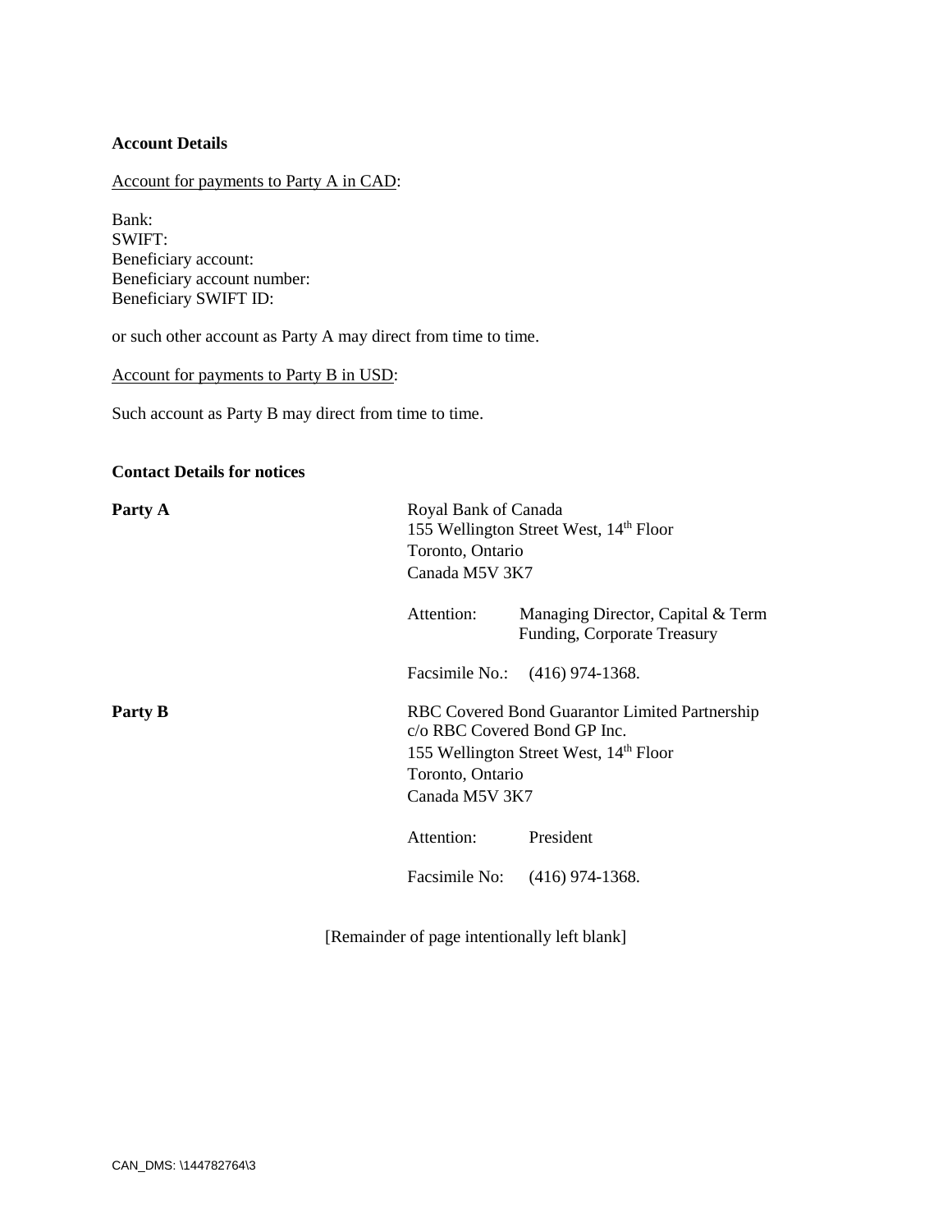**Account Details**

Account for payments to Party A in CAD:

Bank:
SWIFT:
Beneficiary account:
Beneficiary account number:
Beneficiary SWIFT ID:

or such other account as Party A may direct from time to time.

Account for payments to Party B in USD:

Such account as Party B may direct from time to time.

**Contact Details for notices**

**Party A**

Royal Bank of Canada
155 Wellington Street West, 14th Floor
Toronto, Ontario
Canada M5V 3K7

Attention: Managing Director, Capital & Term Funding, Corporate Treasury

Facsimile No.: (416) 974-1368.

**Party B**

RBC Covered Bond Guarantor Limited Partnership
c/o RBC Covered Bond GP Inc.
155 Wellington Street West, 14th Floor
Toronto, Ontario
Canada M5V 3K7

Attention: President

Facsimile No: (416) 974-1368.

[Remainder of page intentionally left blank]

CAN_DMS: \144782764\3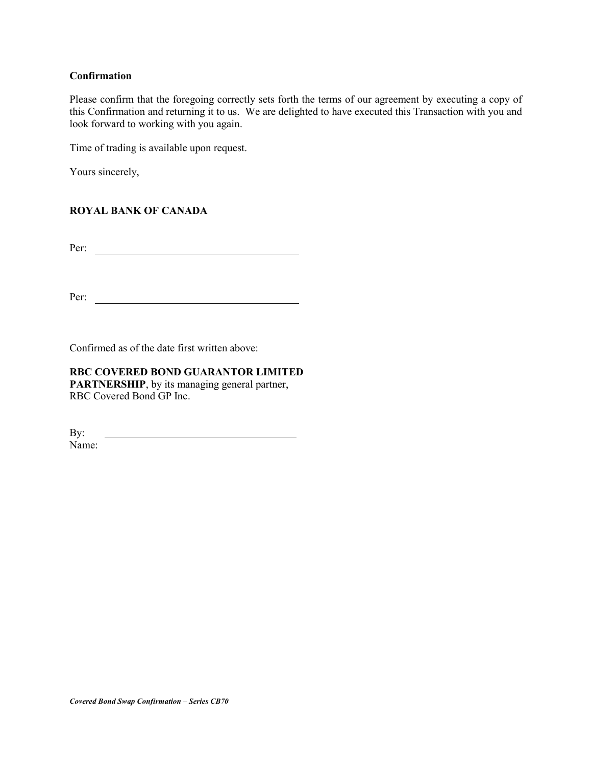**Confirmation**

Please confirm that the foregoing correctly sets forth the terms of our agreement by executing a copy of this Confirmation and returning it to us. We are delighted to have executed this Transaction with you and look forward to working with you again.

Time of trading is available upon request.

Yours sincerely,

**ROYAL BANK OF CANADA**

Per: \_\_\_\_\_\_\_\_\_\_\_\_\_\_\_\_\_\_\_\_\_\_\_\_\_\_\_\_\_\_\_\_\_\_\_\_\_\_\_\_

Per: \_\_\_\_\_\_\_\_\_\_\_\_\_\_\_\_\_\_\_\_\_\_\_\_\_\_\_\_\_\_\_\_\_\_\_\_\_\_\_\_

Confirmed as of the date first written above:

**RBC COVERED BOND GUARANTOR LIMITED PARTNERSHIP**, by its managing general partner, RBC Covered Bond GP Inc.

By: \_\_\_\_\_\_\_\_\_\_\_\_\_\_\_\_\_\_\_\_\_\_\_\_\_\_\_\_\_\_\_\_\_\_\_\_\_\_\_\_
Name: